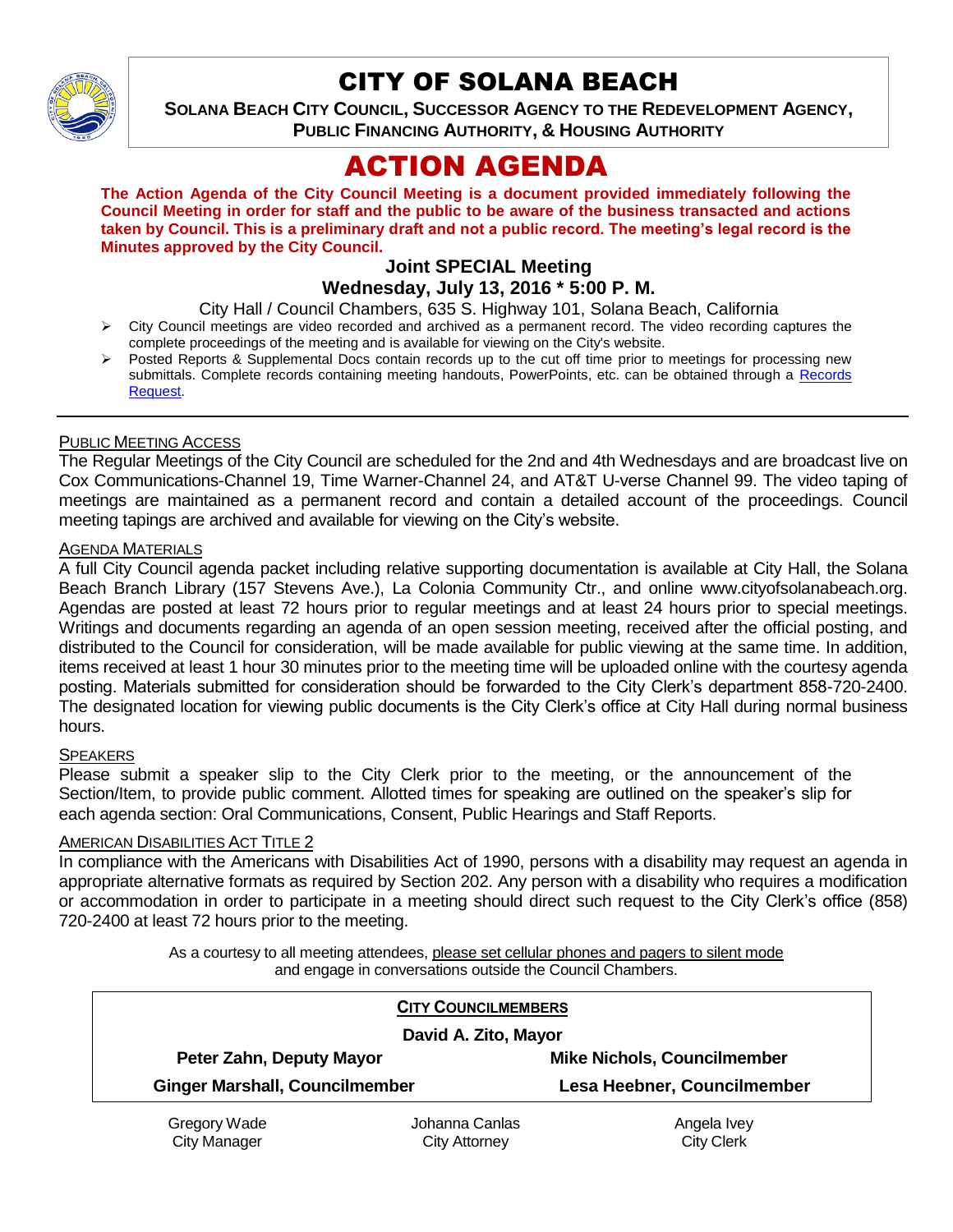# CITY OF SOLANA BEACH

**SOLANA BEACH CITY COUNCIL, SUCCESSOR AGENCY TO THE REDEVELOPMENT AGENCY, PUBLIC FINANCING AUTHORITY, & HOUSING AUTHORITY**

# ACTION AGENDA

**The Action Agenda of the City Council Meeting is a document provided immediately following the Council Meeting in order for staff and the public to be aware of the business transacted and actions taken by Council. This is a preliminary draft and not a public record. The meeting's legal record is the Minutes approved by the City Council.**

### Joint SPECIAL Meeting
### Wednesday, July 13, 2016 * 5:00 P. M.

City Hall / Council Chambers, 635 S. Highway 101, Solana Beach, California

- City Council meetings are video recorded and archived as a permanent record. The video recording captures the complete proceedings of the meeting and is available for viewing on the City's website.
- Posted Reports & Supplemental Docs contain records up to the cut off time prior to meetings for processing new submittals. Complete records containing meeting handouts, PowerPoints, etc. can be obtained through a Records Request.

---

PUBLIC MEETING ACCESS

The Regular Meetings of the City Council are scheduled for the 2nd and 4th Wednesdays and are broadcast live on Cox Communications-Channel 19, Time Warner-Channel 24, and AT&T U-verse Channel 99. The video taping of meetings are maintained as a permanent record and contain a detailed account of the proceedings. Council meeting tapings are archived and available for viewing on the City's website.

AGENDA MATERIALS

A full City Council agenda packet including relative supporting documentation is available at City Hall, the Solana Beach Branch Library (157 Stevens Ave.), La Colonia Community Ctr., and online www.cityofsolanabeach.org. Agendas are posted at least 72 hours prior to regular meetings and at least 24 hours prior to special meetings. Writings and documents regarding an agenda of an open session meeting, received after the official posting, and distributed to the Council for consideration, will be made available for public viewing at the same time. In addition, items received at least 1 hour 30 minutes prior to the meeting time will be uploaded online with the courtesy agenda posting. Materials submitted for consideration should be forwarded to the City Clerk's department 858-720-2400. The designated location for viewing public documents is the City Clerk's office at City Hall during normal business hours.

SPEAKERS

Please submit a speaker slip to the City Clerk prior to the meeting, or the announcement of the Section/Item, to provide public comment. Allotted times for speaking are outlined on the speaker's slip for each agenda section: Oral Communications, Consent, Public Hearings and Staff Reports.

AMERICAN DISABILITIES ACT TITLE 2

In compliance with the Americans with Disabilities Act of 1990, persons with a disability may request an agenda in appropriate alternative formats as required by Section 202. Any person with a disability who requires a modification or accommodation in order to participate in a meeting should direct such request to the City Clerk's office (858) 720-2400 at least 72 hours prior to the meeting.

As a courtesy to all meeting attendees, please set cellular phones and pagers to silent mode and engage in conversations outside the Council Chambers.

**CITY COUNCILMEMBERS**

**David A. Zito, Mayor**

| | |
|---|---|
| **Peter Zahn, Deputy Mayor** | **Mike Nichols, Councilmember** |
| **Ginger Marshall, Councilmember** | **Lesa Heebner, Councilmember** |

| | | |
|---|---|---|
| Gregory Wade<br>City Manager | Johanna Canlas<br>City Attorney | Angela Ivey<br>City Clerk |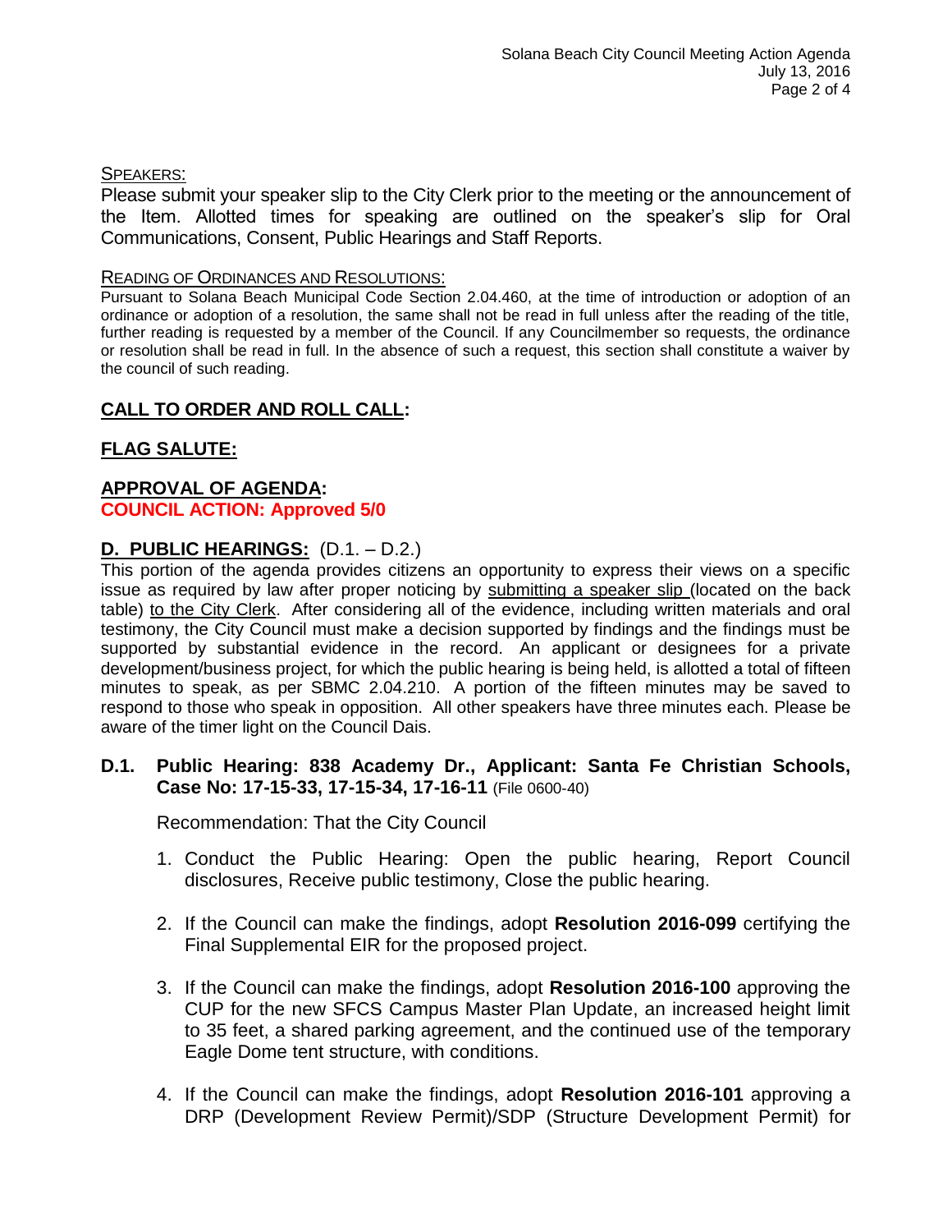SPEAKERS:

Please submit your speaker slip to the City Clerk prior to the meeting or the announcement of the Item. Allotted times for speaking are outlined on the speaker's slip for Oral Communications, Consent, Public Hearings and Staff Reports.

READING OF ORDINANCES AND RESOLUTIONS:

Pursuant to Solana Beach Municipal Code Section 2.04.460, at the time of introduction or adoption of an ordinance or adoption of a resolution, the same shall not be read in full unless after the reading of the title, further reading is requested by a member of the Council. If any Councilmember so requests, the ordinance or resolution shall be read in full. In the absence of such a request, this section shall constitute a waiver by the council of such reading.

## CALL TO ORDER AND ROLL CALL:

## FLAG SALUTE:

## APPROVAL OF AGENDA:

**COUNCIL ACTION: Approved 5/0**

## D. PUBLIC HEARINGS: (D.1. – D.2.)

This portion of the agenda provides citizens an opportunity to express their views on a specific issue as required by law after proper noticing by submitting a speaker slip (located on the back table) to the City Clerk. After considering all of the evidence, including written materials and oral testimony, the City Council must make a decision supported by findings and the findings must be supported by substantial evidence in the record. An applicant or designees for a private development/business project, for which the public hearing is being held, is allotted a total of fifteen minutes to speak, as per SBMC 2.04.210. A portion of the fifteen minutes may be saved to respond to those who speak in opposition. All other speakers have three minutes each. Please be aware of the timer light on the Council Dais.

### D.1. Public Hearing: 838 Academy Dr., Applicant: Santa Fe Christian Schools, Case No: 17-15-33, 17-15-34, 17-16-11 (File 0600-40)

Recommendation: That the City Council

1. Conduct the Public Hearing: Open the public hearing, Report Council disclosures, Receive public testimony, Close the public hearing.
2. If the Council can make the findings, adopt **Resolution 2016-099** certifying the Final Supplemental EIR for the proposed project.
3. If the Council can make the findings, adopt **Resolution 2016-100** approving the CUP for the new SFCS Campus Master Plan Update, an increased height limit to 35 feet, a shared parking agreement, and the continued use of the temporary Eagle Dome tent structure, with conditions.
4. If the Council can make the findings, adopt **Resolution 2016-101** approving a DRP (Development Review Permit)/SDP (Structure Development Permit) for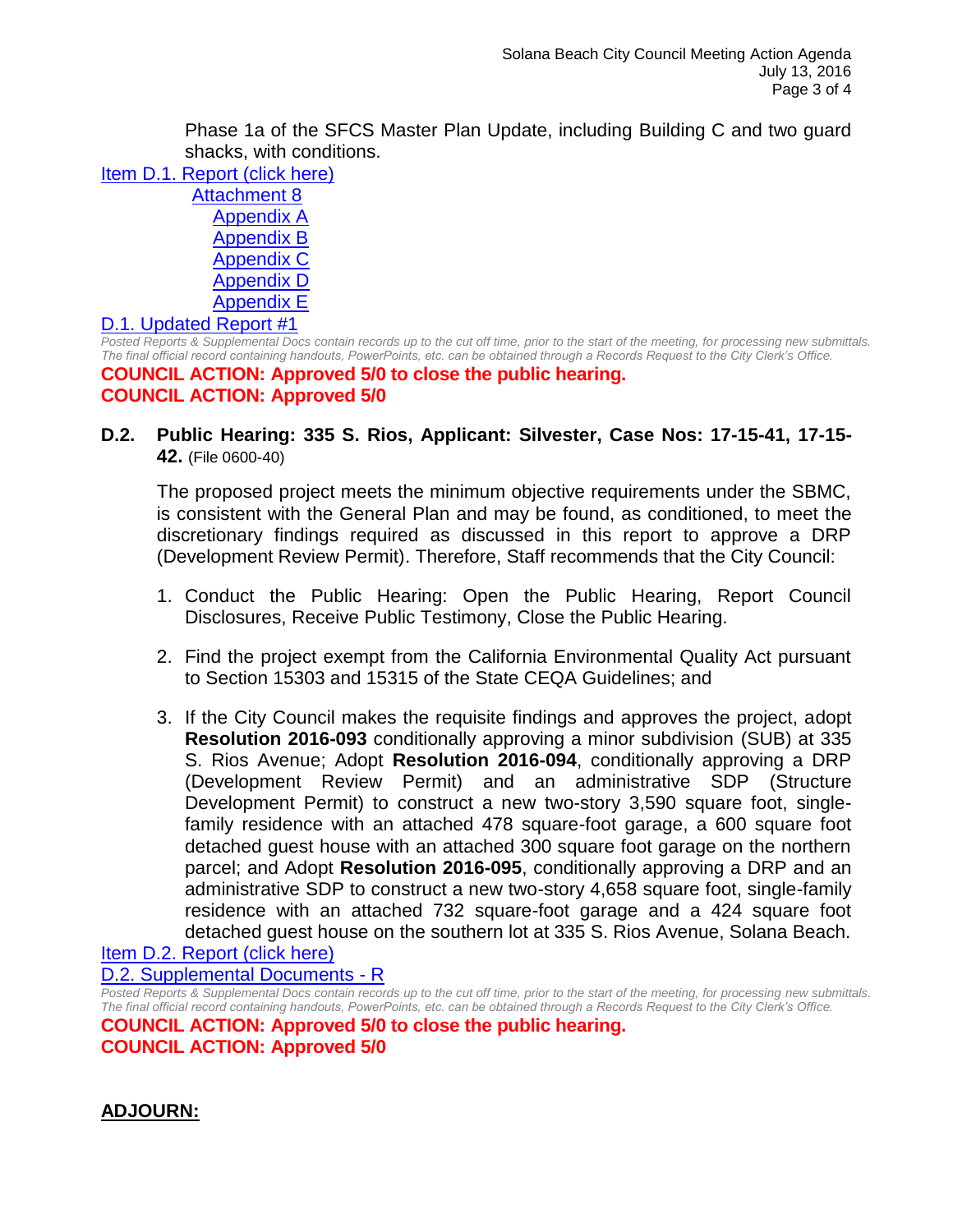Phase 1a of the SFCS Master Plan Update, including Building C and two guard shacks, with conditions.

Item D.1. Report (click here)

Attachment 8

Appendix A

Appendix B

Appendix C

Appendix D

Appendix E

D.1. Updated Report #1

*Posted Reports & Supplemental Docs contain records up to the cut off time, prior to the start of the meeting, for processing new submittals. The final official record containing handouts, PowerPoints, etc. can be obtained through a Records Request to the City Clerk's Office.*

**COUNCIL ACTION: Approved 5/0 to close the public hearing.**
**COUNCIL ACTION: Approved 5/0**

**D.2. Public Hearing: 335 S. Rios, Applicant: Silvester, Case Nos: 17-15-41, 17-15-42.** (File 0600-40)

The proposed project meets the minimum objective requirements under the SBMC, is consistent with the General Plan and may be found, as conditioned, to meet the discretionary findings required as discussed in this report to approve a DRP (Development Review Permit). Therefore, Staff recommends that the City Council:

1. Conduct the Public Hearing: Open the Public Hearing, Report Council Disclosures, Receive Public Testimony, Close the Public Hearing.
2. Find the project exempt from the California Environmental Quality Act pursuant to Section 15303 and 15315 of the State CEQA Guidelines; and
3. If the City Council makes the requisite findings and approves the project, adopt **Resolution 2016-093** conditionally approving a minor subdivision (SUB) at 335 S. Rios Avenue; Adopt **Resolution 2016-094**, conditionally approving a DRP (Development Review Permit) and an administrative SDP (Structure Development Permit) to construct a new two-story 3,590 square foot, single-family residence with an attached 478 square-foot garage, a 600 square foot detached guest house with an attached 300 square foot garage on the northern parcel; and Adopt **Resolution 2016-095**, conditionally approving a DRP and an administrative SDP to construct a new two-story 4,658 square foot, single-family residence with an attached 732 square-foot garage and a 424 square foot detached guest house on the southern lot at 335 S. Rios Avenue, Solana Beach.

Item D.2. Report (click here)

D.2. Supplemental Documents - R

*Posted Reports & Supplemental Docs contain records up to the cut off time, prior to the start of the meeting, for processing new submittals. The final official record containing handouts, PowerPoints, etc. can be obtained through a Records Request to the City Clerk's Office.*

**COUNCIL ACTION: Approved 5/0 to close the public hearing.**
**COUNCIL ACTION: Approved 5/0**

## ADJOURN: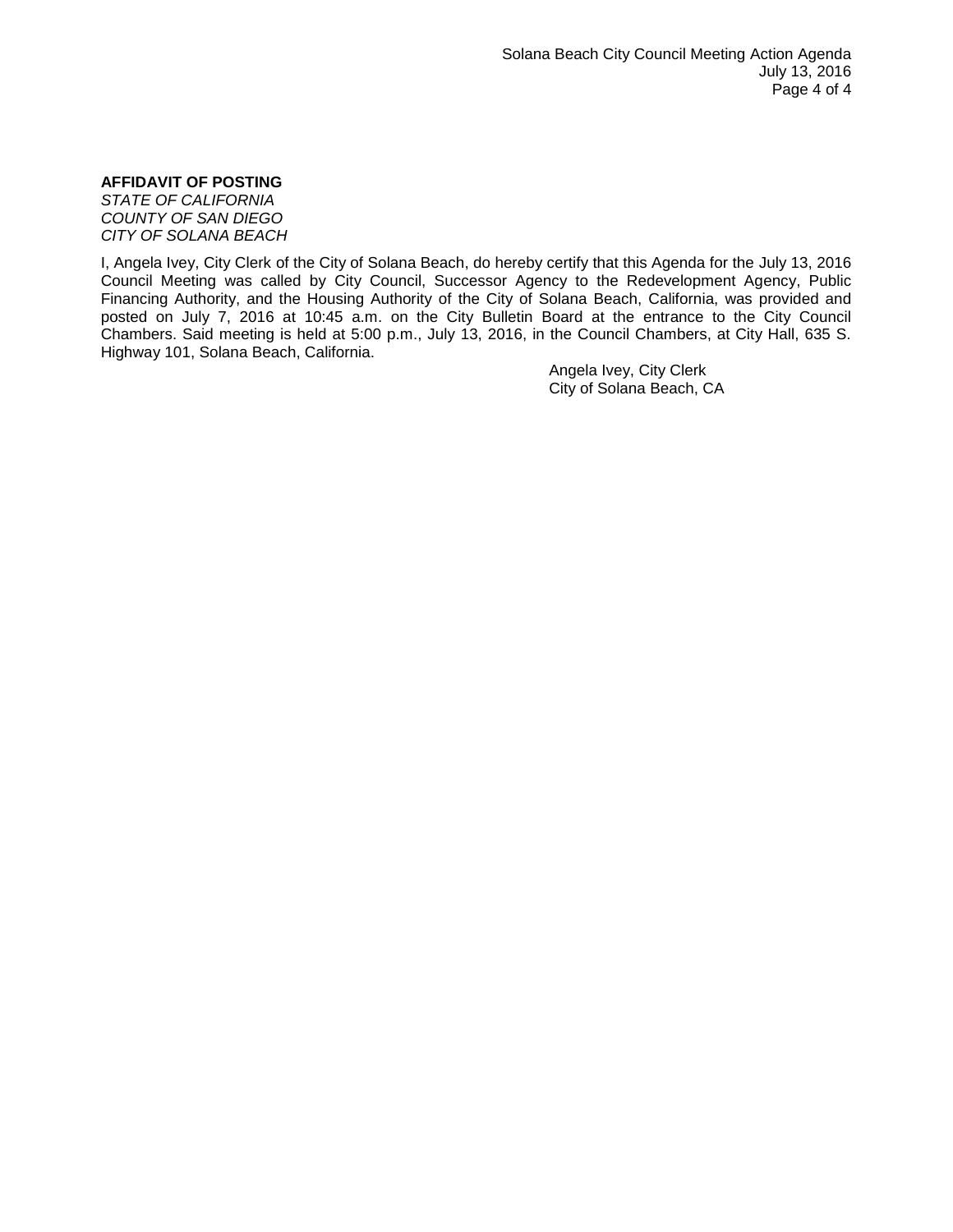**AFFIDAVIT OF POSTING**

*STATE OF CALIFORNIA*
*COUNTY OF SAN DIEGO*
*CITY OF SOLANA BEACH*

I, Angela Ivey, City Clerk of the City of Solana Beach, do hereby certify that this Agenda for the July 13, 2016 Council Meeting was called by City Council, Successor Agency to the Redevelopment Agency, Public Financing Authority, and the Housing Authority of the City of Solana Beach, California, was provided and posted on July 7, 2016 at 10:45 a.m. on the City Bulletin Board at the entrance to the City Council Chambers. Said meeting is held at 5:00 p.m., July 13, 2016, in the Council Chambers, at City Hall, 635 S. Highway 101, Solana Beach, California.

Angela Ivey, City Clerk
City of Solana Beach, CA